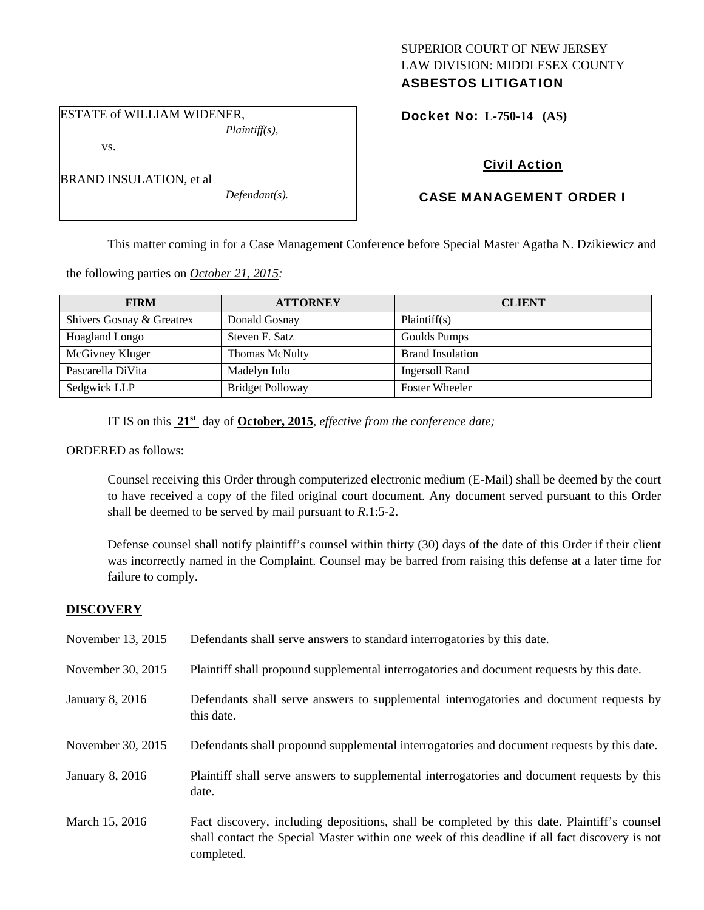SUPERIOR COURT OF NEW JERSEY
LAW DIVISION: MIDDLESEX COUNTY
**ASBESTOS LITIGATION**

ESTATE of WILLIAM WIDENER,
*Plaintiff(s),*

vs.

BRAND INSULATION, et al
*Defendant(s).*

**Docket No: L-750-14 (AS)**

**Civil Action**

**CASE MANAGEMENT ORDER I**

This matter coming in for a Case Management Conference before Special Master Agatha N. Dzikiewicz and the following parties on *October 21, 2015:*

| FIRM | ATTORNEY | CLIENT |
|---|---|---|
| Shivers Gosnay & Greatrex | Donald Gosnay | Plaintiff(s) |
| Hoagland Longo | Steven F. Satz | Goulds Pumps |
| McGivney Kluger | Thomas McNulty | Brand Insulation |
| Pascarella DiVita | Madelyn Iulo | Ingersoll Rand |
| Sedgwick LLP | Bridget Polloway | Foster Wheeler |

IT IS on this **21st** day of **October, 2015**, *effective from the conference date;*

ORDERED as follows:

Counsel receiving this Order through computerized electronic medium (E-Mail) shall be deemed by the court to have received a copy of the filed original court document. Any document served pursuant to this Order shall be deemed to be served by mail pursuant to *R*.1:5-2.

Defense counsel shall notify plaintiff's counsel within thirty (30) days of the date of this Order if their client was incorrectly named in the Complaint. Counsel may be barred from raising this defense at a later time for failure to comply.

**DISCOVERY**

November 13, 2015 — Defendants shall serve answers to standard interrogatories by this date.

November 30, 2015 — Plaintiff shall propound supplemental interrogatories and document requests by this date.

January 8, 2016 — Defendants shall serve answers to supplemental interrogatories and document requests by this date.

November 30, 2015 — Defendants shall propound supplemental interrogatories and document requests by this date.

January 8, 2016 — Plaintiff shall serve answers to supplemental interrogatories and document requests by this date.

March 15, 2016 — Fact discovery, including depositions, shall be completed by this date. Plaintiff's counsel shall contact the Special Master within one week of this deadline if all fact discovery is not completed.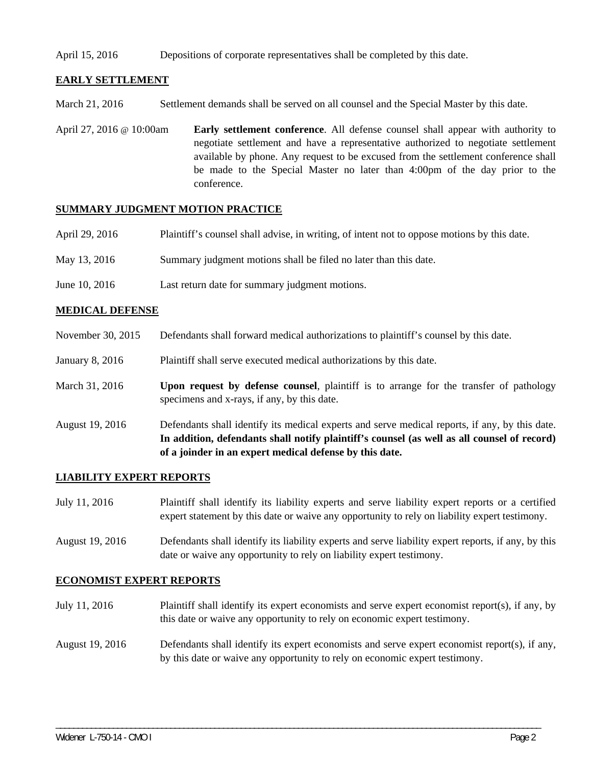April 15, 2016 Depositions of corporate representatives shall be completed by this date.

## EARLY SETTLEMENT

March 21, 2016 Settlement demands shall be served on all counsel and the Special Master by this date.

April 27, 2016 @ 10:00am **Early settlement conference**. All defense counsel shall appear with authority to negotiate settlement and have a representative authorized to negotiate settlement available by phone. Any request to be excused from the settlement conference shall be made to the Special Master no later than 4:00pm of the day prior to the conference.

## SUMMARY JUDGMENT MOTION PRACTICE

April 29, 2016 Plaintiff's counsel shall advise, in writing, of intent not to oppose motions by this date.

May 13, 2016 Summary judgment motions shall be filed no later than this date.

June 10, 2016 Last return date for summary judgment motions.

## MEDICAL DEFENSE

November 30, 2015 Defendants shall forward medical authorizations to plaintiff's counsel by this date.

January 8, 2016 Plaintiff shall serve executed medical authorizations by this date.

March 31, 2016 **Upon request by defense counsel**, plaintiff is to arrange for the transfer of pathology specimens and x-rays, if any, by this date.

August 19, 2016 Defendants shall identify its medical experts and serve medical reports, if any, by this date. **In addition, defendants shall notify plaintiff's counsel (as well as all counsel of record) of a joinder in an expert medical defense by this date.**

## LIABILITY EXPERT REPORTS

July 11, 2016 Plaintiff shall identify its liability experts and serve liability expert reports or a certified expert statement by this date or waive any opportunity to rely on liability expert testimony.

August 19, 2016 Defendants shall identify its liability experts and serve liability expert reports, if any, by this date or waive any opportunity to rely on liability expert testimony.

## ECONOMIST EXPERT REPORTS

July 11, 2016 Plaintiff shall identify its expert economists and serve expert economist report(s), if any, by this date or waive any opportunity to rely on economic expert testimony.

August 19, 2016 Defendants shall identify its expert economists and serve expert economist report(s), if any, by this date or waive any opportunity to rely on economic expert testimony.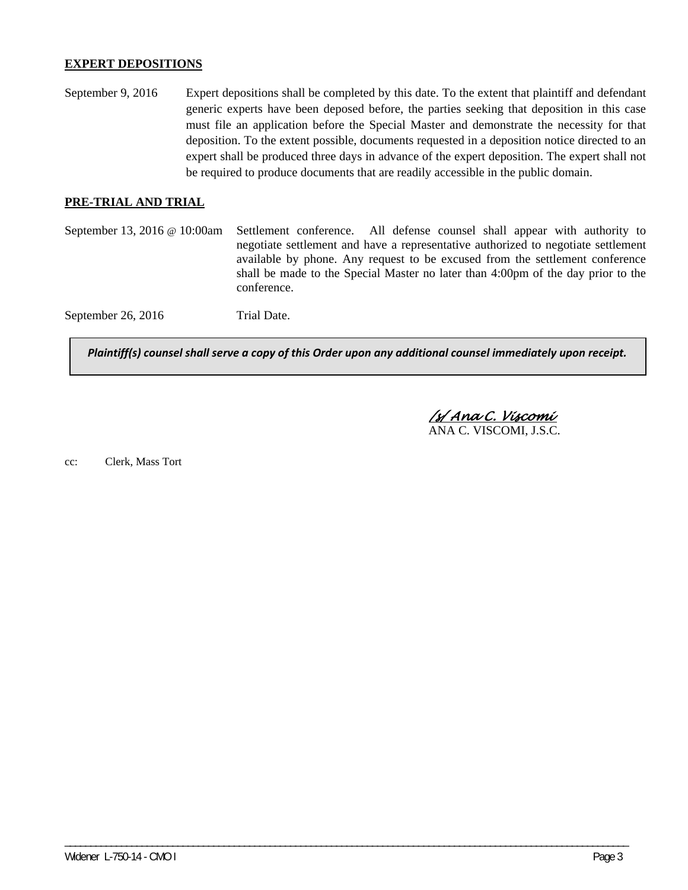**EXPERT DEPOSITIONS**

| | |
|---|---|
| September 9, 2016 | Expert depositions shall be completed by this date. To the extent that plaintiff and defendant generic experts have been deposed before, the parties seeking that deposition in this case must file an application before the Special Master and demonstrate the necessity for that deposition. To the extent possible, documents requested in a deposition notice directed to an expert shall be produced three days in advance of the expert deposition. The expert shall not be required to produce documents that are readily accessible in the public domain. |

**PRE-TRIAL AND TRIAL**

| | |
|---|---|
| September 13, 2016 @ 10:00am | Settlement conference. All defense counsel shall appear with authority to negotiate settlement and have a representative authorized to negotiate settlement available by phone. Any request to be excused from the settlement conference shall be made to the Special Master no later than 4:00pm of the day prior to the conference. |
| September 26, 2016 | Trial Date. |

***Plaintiff(s) counsel shall serve a copy of this Order upon any additional counsel immediately upon receipt.***

*/s/ Ana C. Viscomi*
ANA C. VISCOMI, J.S.C.

cc: Clerk, Mass Tort